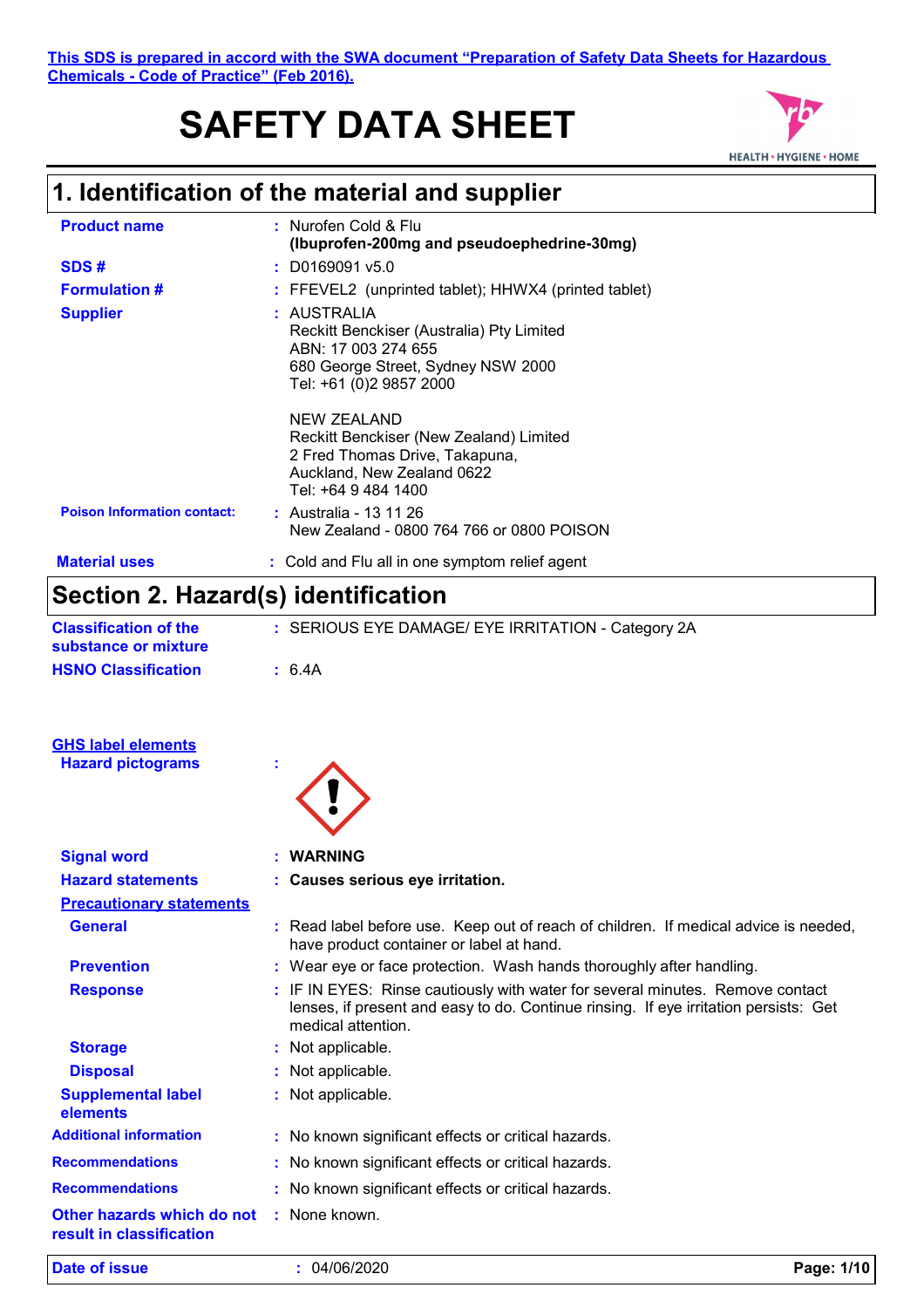This SDS is prepared in accord with the SWA document "Preparation of Safety Data Sheets for Hazardous Chemicals - Code of Practice" (Feb 2016).

# SAFETY DATA SHEET

## 1. Identification of the material and supplier

| | |
|---|---|
| **Product name** | : Nurofen Cold & Flu **(Ibuprofen-200mg and pseudoephedrine-30mg)** |
| **SDS #** | : D0169091 v5.0 |
| **Formulation #** | : FFEVEL2 (unprinted tablet); HHWX4 (printed tablet) |
| **Supplier** | : AUSTRALIA<br>Reckitt Benckiser (Australia) Pty Limited<br>ABN: 17 003 274 655<br>680 George Street, Sydney NSW 2000<br>Tel: +61 (0)2 9857 2000<br><br>NEW ZEALAND<br>Reckitt Benckiser (New Zealand) Limited<br>2 Fred Thomas Drive, Takapuna,<br>Auckland, New Zealand 0622<br>Tel: +64 9 484 1400 |
| **Poison Information contact:** | : Australia - 13 11 26<br>New Zealand - 0800 764 766 or 0800 POISON |
| **Material uses** | : Cold and Flu all in one symptom relief agent |

## Section 2. Hazard(s) identification

| | |
|---|---|
| **Classification of the substance or mixture** | : SERIOUS EYE DAMAGE/ EYE IRRITATION - Category 2A |
| **HSNO Classification** | : 6.4A |

**GHS label elements**

| | |
|---|---|
| **Hazard pictograms** | : |
| **Signal word** | : **WARNING** |
| **Hazard statements** | : **Causes serious eye irritation.** |

**Precautionary statements**

| | |
|---|---|
| **General** | : Read label before use. Keep out of reach of children. If medical advice is needed, have product container or label at hand. |
| **Prevention** | : Wear eye or face protection. Wash hands thoroughly after handling. |
| **Response** | : IF IN EYES: Rinse cautiously with water for several minutes. Remove contact lenses, if present and easy to do. Continue rinsing. If eye irritation persists: Get medical attention. |
| **Storage** | : Not applicable. |
| **Disposal** | : Not applicable. |
| **Supplemental label elements** | : Not applicable. |
| **Additional information** | : No known significant effects or critical hazards. |
| **Recommendations** | : No known significant effects or critical hazards. |
| **Recommendations** | : No known significant effects or critical hazards. |
| **Other hazards which do not result in classification** | : None known. |

**Date of issue** : 04/06/2020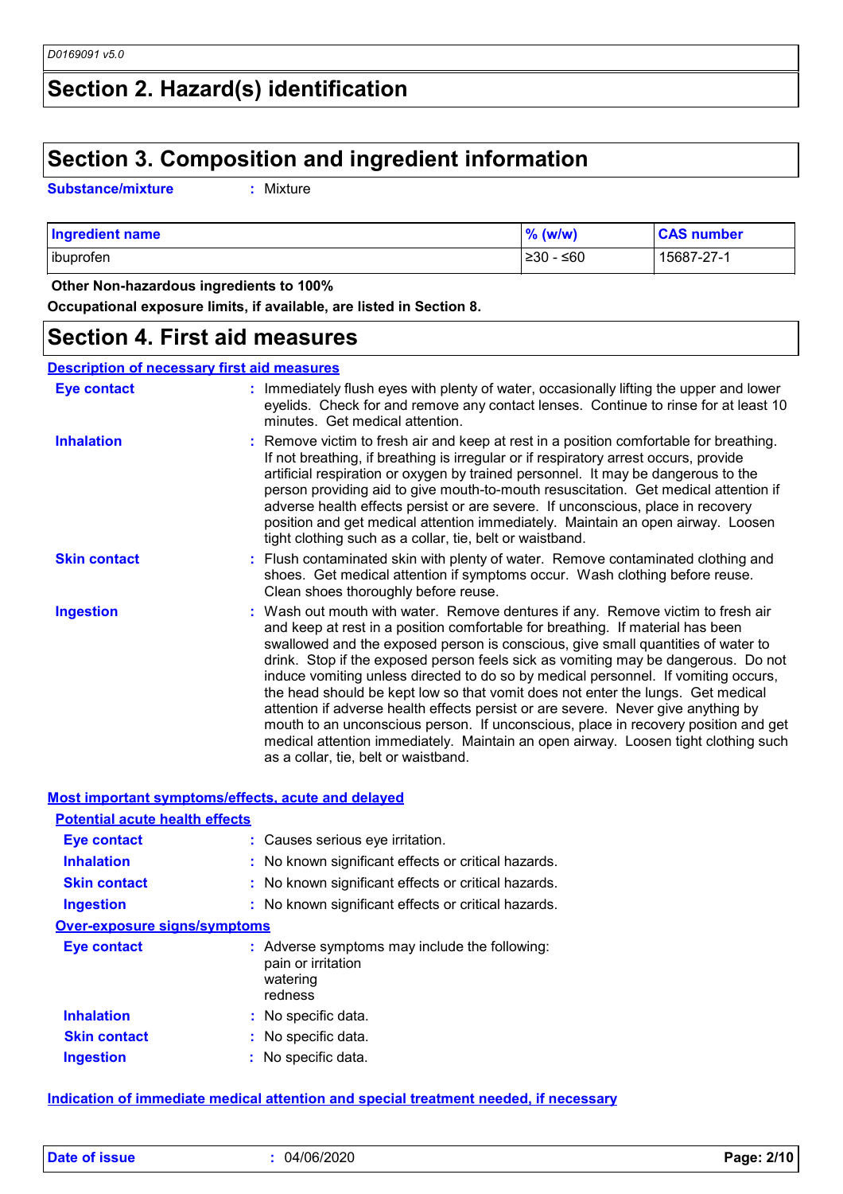## Section 2. Hazard(s) identification

## Section 3. Composition and ingredient information

**Substance/mixture** : Mixture

| Ingredient name | % (w/w) | CAS number |
|---|---|---|
| ibuprofen | ≥30 - ≤60 | 15687-27-1 |

**Other Non-hazardous ingredients to 100%**

**Occupational exposure limits, if available, are listed in Section 8.**

## Section 4. First aid measures

### Description of necessary first aid measures

**Eye contact** : Immediately flush eyes with plenty of water, occasionally lifting the upper and lower eyelids. Check for and remove any contact lenses. Continue to rinse for at least 10 minutes. Get medical attention.

**Inhalation** : Remove victim to fresh air and keep at rest in a position comfortable for breathing. If not breathing, if breathing is irregular or if respiratory arrest occurs, provide artificial respiration or oxygen by trained personnel. It may be dangerous to the person providing aid to give mouth-to-mouth resuscitation. Get medical attention if adverse health effects persist or are severe. If unconscious, place in recovery position and get medical attention immediately. Maintain an open airway. Loosen tight clothing such as a collar, tie, belt or waistband.

**Skin contact** : Flush contaminated skin with plenty of water. Remove contaminated clothing and shoes. Get medical attention if symptoms occur. Wash clothing before reuse. Clean shoes thoroughly before reuse.

**Ingestion** : Wash out mouth with water. Remove dentures if any. Remove victim to fresh air and keep at rest in a position comfortable for breathing. If material has been swallowed and the exposed person is conscious, give small quantities of water to drink. Stop if the exposed person feels sick as vomiting may be dangerous. Do not induce vomiting unless directed to do so by medical personnel. If vomiting occurs, the head should be kept low so that vomit does not enter the lungs. Get medical attention if adverse health effects persist or are severe. Never give anything by mouth to an unconscious person. If unconscious, place in recovery position and get medical attention immediately. Maintain an open airway. Loosen tight clothing such as a collar, tie, belt or waistband.

### Most important symptoms/effects, acute and delayed

#### Potential acute health effects

**Eye contact** : Causes serious eye irritation.

**Inhalation** : No known significant effects or critical hazards.

**Skin contact** : No known significant effects or critical hazards.

**Ingestion** : No known significant effects or critical hazards.

#### Over-exposure signs/symptoms

**Eye contact** : Adverse symptoms may include the following:
pain or irritation
watering
redness

**Inhalation** : No specific data.

**Skin contact** : No specific data.

**Ingestion** : No specific data.

### Indication of immediate medical attention and special treatment needed, if necessary

**Date of issue** : 04/06/2020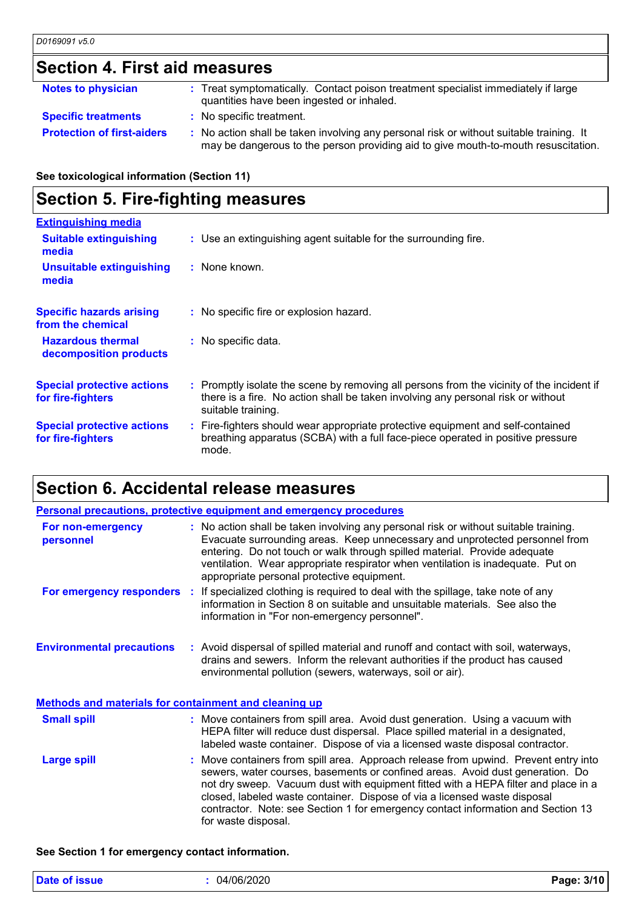## Section 4. First aid measures

**Notes to physician** : Treat symptomatically. Contact poison treatment specialist immediately if large quantities have been ingested or inhaled.

**Specific treatments** : No specific treatment.

**Protection of first-aiders** : No action shall be taken involving any personal risk or without suitable training. It may be dangerous to the person providing aid to give mouth-to-mouth resuscitation.

**See toxicological information (Section 11)**

## Section 5. Fire-fighting measures

**Extinguishing media**

**Suitable extinguishing media** : Use an extinguishing agent suitable for the surrounding fire.

**Unsuitable extinguishing media** : None known.

**Specific hazards arising from the chemical** : No specific fire or explosion hazard.

**Hazardous thermal decomposition products** : No specific data.

**Special protective actions for fire-fighters** : Promptly isolate the scene by removing all persons from the vicinity of the incident if there is a fire. No action shall be taken involving any personal risk or without suitable training.

**Special protective actions for fire-fighters** : Fire-fighters should wear appropriate protective equipment and self-contained breathing apparatus (SCBA) with a full face-piece operated in positive pressure mode.

## Section 6. Accidental release measures

**Personal precautions, protective equipment and emergency procedures**

**For non-emergency personnel** : No action shall be taken involving any personal risk or without suitable training. Evacuate surrounding areas. Keep unnecessary and unprotected personnel from entering. Do not touch or walk through spilled material. Provide adequate ventilation. Wear appropriate respirator when ventilation is inadequate. Put on appropriate personal protective equipment.

**For emergency responders** : If specialized clothing is required to deal with the spillage, take note of any information in Section 8 on suitable and unsuitable materials. See also the information in "For non-emergency personnel".

**Environmental precautions** : Avoid dispersal of spilled material and runoff and contact with soil, waterways, drains and sewers. Inform the relevant authorities if the product has caused environmental pollution (sewers, waterways, soil or air).

**Methods and materials for containment and cleaning up**

**Small spill** : Move containers from spill area. Avoid dust generation. Using a vacuum with HEPA filter will reduce dust dispersal. Place spilled material in a designated, labeled waste container. Dispose of via a licensed waste disposal contractor.

**Large spill** : Move containers from spill area. Approach release from upwind. Prevent entry into sewers, water courses, basements or confined areas. Avoid dust generation. Do not dry sweep. Vacuum dust with equipment fitted with a HEPA filter and place in a closed, labeled waste container. Dispose of via a licensed waste disposal contractor. Note: see Section 1 for emergency contact information and Section 13 for waste disposal.

**See Section 1 for emergency contact information.**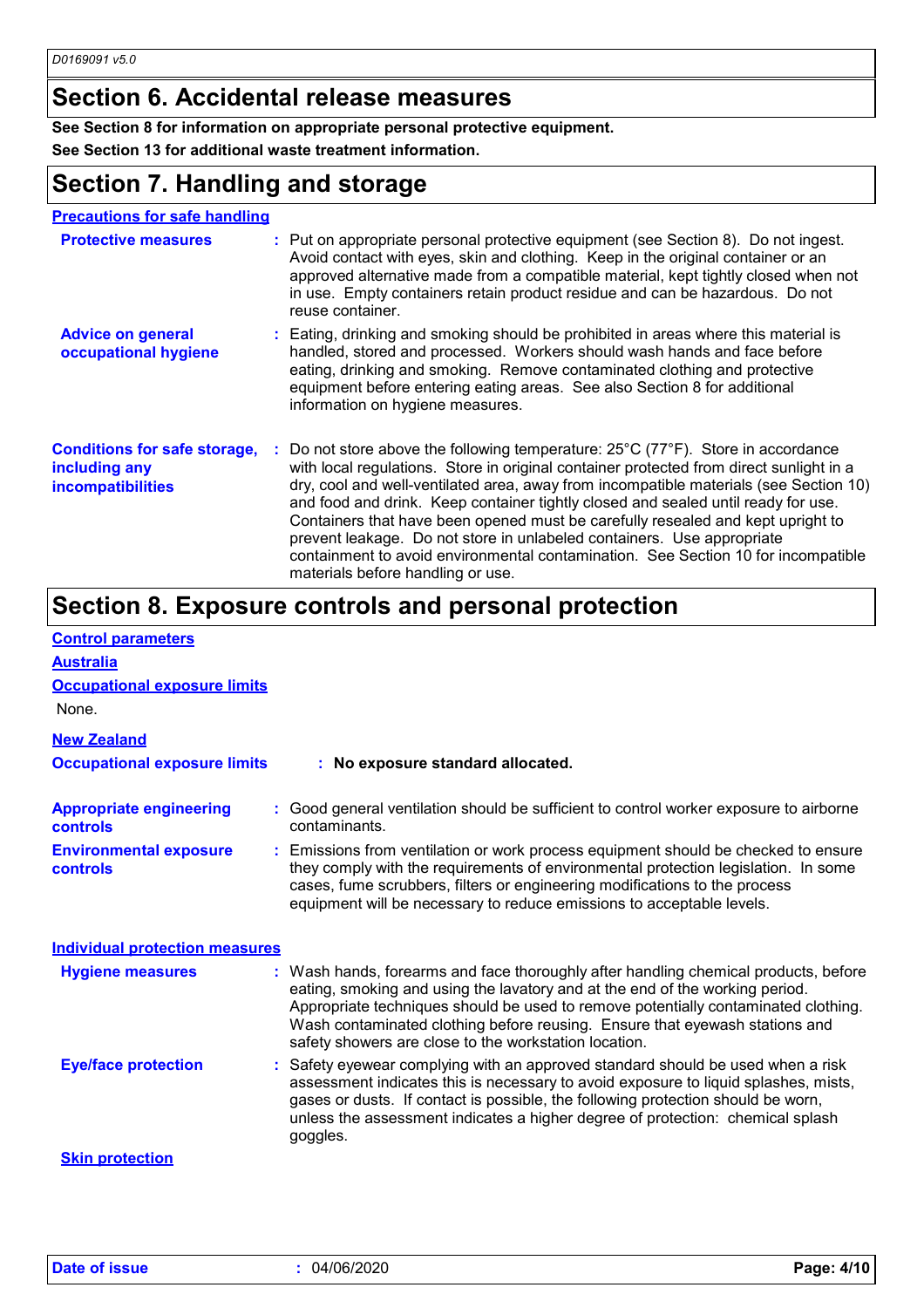## Section 6. Accidental release measures

**See Section 8 for information on appropriate personal protective equipment.**

**See Section 13 for additional waste treatment information.**

## Section 7. Handling and storage

**Precautions for safe handling**

**Protective measures** : Put on appropriate personal protective equipment (see Section 8). Do not ingest. Avoid contact with eyes, skin and clothing. Keep in the original container or an approved alternative made from a compatible material, kept tightly closed when not in use. Empty containers retain product residue and can be hazardous. Do not reuse container.

**Advice on general occupational hygiene** : Eating, drinking and smoking should be prohibited in areas where this material is handled, stored and processed. Workers should wash hands and face before eating, drinking and smoking. Remove contaminated clothing and protective equipment before entering eating areas. See also Section 8 for additional information on hygiene measures.

**Conditions for safe storage, including any incompatibilities** : Do not store above the following temperature: 25°C (77°F). Store in accordance with local regulations. Store in original container protected from direct sunlight in a dry, cool and well-ventilated area, away from incompatible materials (see Section 10) and food and drink. Keep container tightly closed and sealed until ready for use. Containers that have been opened must be carefully resealed and kept upright to prevent leakage. Do not store in unlabeled containers. Use appropriate containment to avoid environmental contamination. See Section 10 for incompatible materials before handling or use.

## Section 8. Exposure controls and personal protection

**Control parameters**

**Australia**

**Occupational exposure limits**

None.

**New Zealand**

**Occupational exposure limits** : **No exposure standard allocated.**

**Appropriate engineering controls** : Good general ventilation should be sufficient to control worker exposure to airborne contaminants.

**Environmental exposure controls** : Emissions from ventilation or work process equipment should be checked to ensure they comply with the requirements of environmental protection legislation. In some cases, fume scrubbers, filters or engineering modifications to the process equipment will be necessary to reduce emissions to acceptable levels.

**Individual protection measures**

**Hygiene measures** : Wash hands, forearms and face thoroughly after handling chemical products, before eating, smoking and using the lavatory and at the end of the working period. Appropriate techniques should be used to remove potentially contaminated clothing. Wash contaminated clothing before reusing. Ensure that eyewash stations and safety showers are close to the workstation location.

**Eye/face protection** : Safety eyewear complying with an approved standard should be used when a risk assessment indicates this is necessary to avoid exposure to liquid splashes, mists, gases or dusts. If contact is possible, the following protection should be worn, unless the assessment indicates a higher degree of protection: chemical splash goggles.

**Skin protection**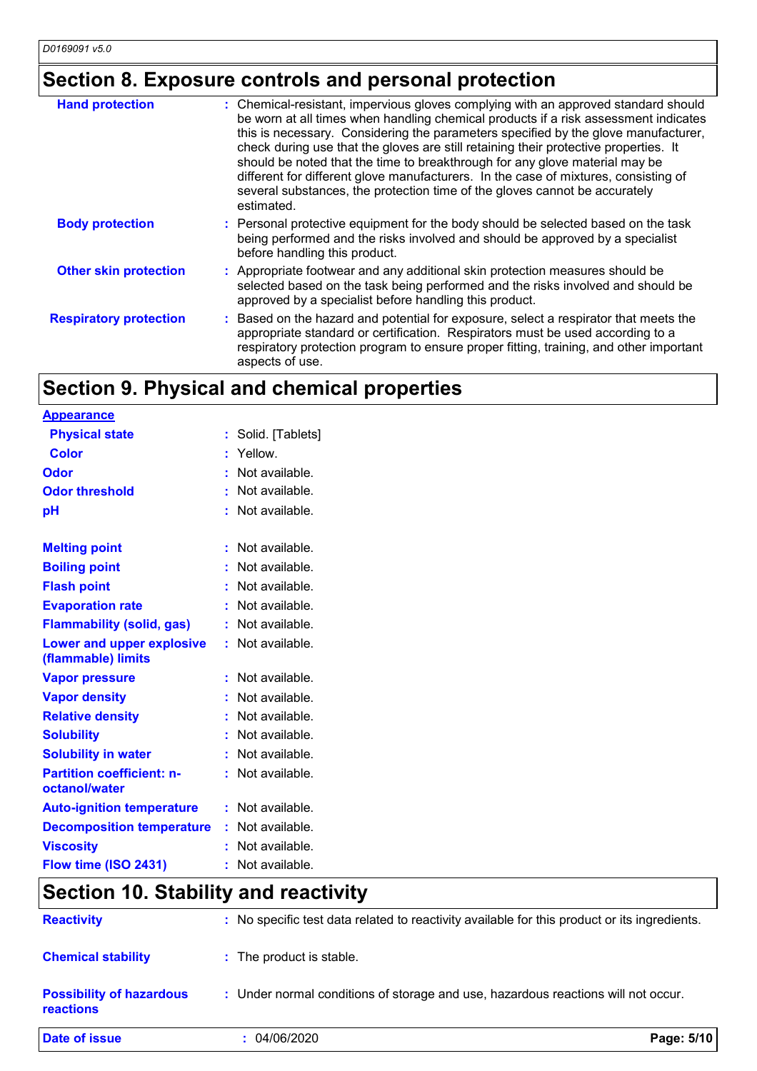## Section 8. Exposure controls and personal protection

| | |
|---|---|
| **Hand protection** | : Chemical-resistant, impervious gloves complying with an approved standard should be worn at all times when handling chemical products if a risk assessment indicates this is necessary. Considering the parameters specified by the glove manufacturer, check during use that the gloves are still retaining their protective properties. It should be noted that the time to breakthrough for any glove material may be different for different glove manufacturers. In the case of mixtures, consisting of several substances, the protection time of the gloves cannot be accurately estimated. |
| **Body protection** | : Personal protective equipment for the body should be selected based on the task being performed and the risks involved and should be approved by a specialist before handling this product. |
| **Other skin protection** | : Appropriate footwear and any additional skin protection measures should be selected based on the task being performed and the risks involved and should be approved by a specialist before handling this product. |
| **Respiratory protection** | : Based on the hazard and potential for exposure, select a respirator that meets the appropriate standard or certification. Respirators must be used according to a respiratory protection program to ensure proper fitting, training, and other important aspects of use. |

## Section 9. Physical and chemical properties

**Appearance**

| | |
|---|---|
| **Physical state** | : Solid. [Tablets] |
| **Color** | : Yellow. |
| **Odor** | : Not available. |
| **Odor threshold** | : Not available. |
| **pH** | : Not available. |
| **Melting point** | : Not available. |
| **Boiling point** | : Not available. |
| **Flash point** | : Not available. |
| **Evaporation rate** | : Not available. |
| **Flammability (solid, gas)** | : Not available. |
| **Lower and upper explosive (flammable) limits** | : Not available. |
| **Vapor pressure** | : Not available. |
| **Vapor density** | : Not available. |
| **Relative density** | : Not available. |
| **Solubility** | : Not available. |
| **Solubility in water** | : Not available. |
| **Partition coefficient: n-octanol/water** | : Not available. |
| **Auto-ignition temperature** | : Not available. |
| **Decomposition temperature** | : Not available. |
| **Viscosity** | : Not available. |
| **Flow time (ISO 2431)** | : Not available. |

## Section 10. Stability and reactivity

| | |
|---|---|
| **Reactivity** | : No specific test data related to reactivity available for this product or its ingredients. |
| **Chemical stability** | : The product is stable. |
| **Possibility of hazardous reactions** | : Under normal conditions of storage and use, hazardous reactions will not occur. |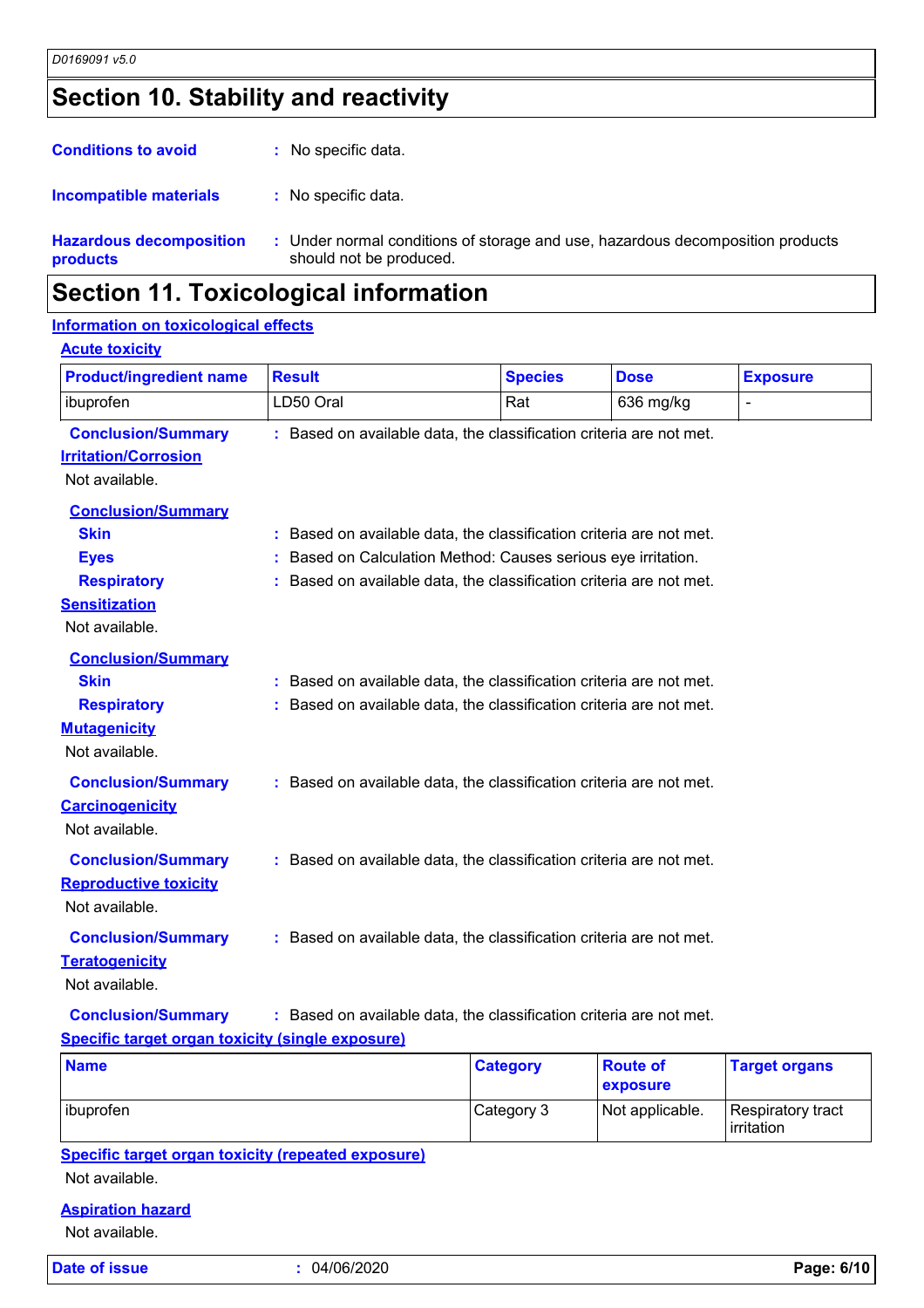## Section 10. Stability and reactivity

**Conditions to avoid** : No specific data.

**Incompatible materials** : No specific data.

**Hazardous decomposition products** : Under normal conditions of storage and use, hazardous decomposition products should not be produced.

## Section 11. Toxicological information

### Information on toxicological effects

#### Acute toxicity

| Product/ingredient name | Result | Species | Dose | Exposure |
|---|---|---|---|---|
| ibuprofen | LD50 Oral | Rat | 636 mg/kg | - |

**Conclusion/Summary** : Based on available data, the classification criteria are not met.

#### Irritation/Corrosion

Not available.

**Conclusion/Summary**

**Skin** : Based on available data, the classification criteria are not met.

**Eyes** : Based on Calculation Method: Causes serious eye irritation.

**Respiratory** : Based on available data, the classification criteria are not met.

#### Sensitization

Not available.

**Conclusion/Summary**

**Skin** : Based on available data, the classification criteria are not met.

**Respiratory** : Based on available data, the classification criteria are not met.

#### Mutagenicity

Not available.

**Conclusion/Summary** : Based on available data, the classification criteria are not met.

#### Carcinogenicity

Not available.

**Conclusion/Summary** : Based on available data, the classification criteria are not met.

#### Reproductive toxicity

Not available.

**Conclusion/Summary** : Based on available data, the classification criteria are not met.

#### Teratogenicity

Not available.

**Conclusion/Summary** : Based on available data, the classification criteria are not met.

#### Specific target organ toxicity (single exposure)

| Name | Category | Route of exposure | Target organs |
|---|---|---|---|
| ibuprofen | Category 3 | Not applicable. | Respiratory tract irritation |

#### Specific target organ toxicity (repeated exposure)

Not available.

#### Aspiration hazard

Not available.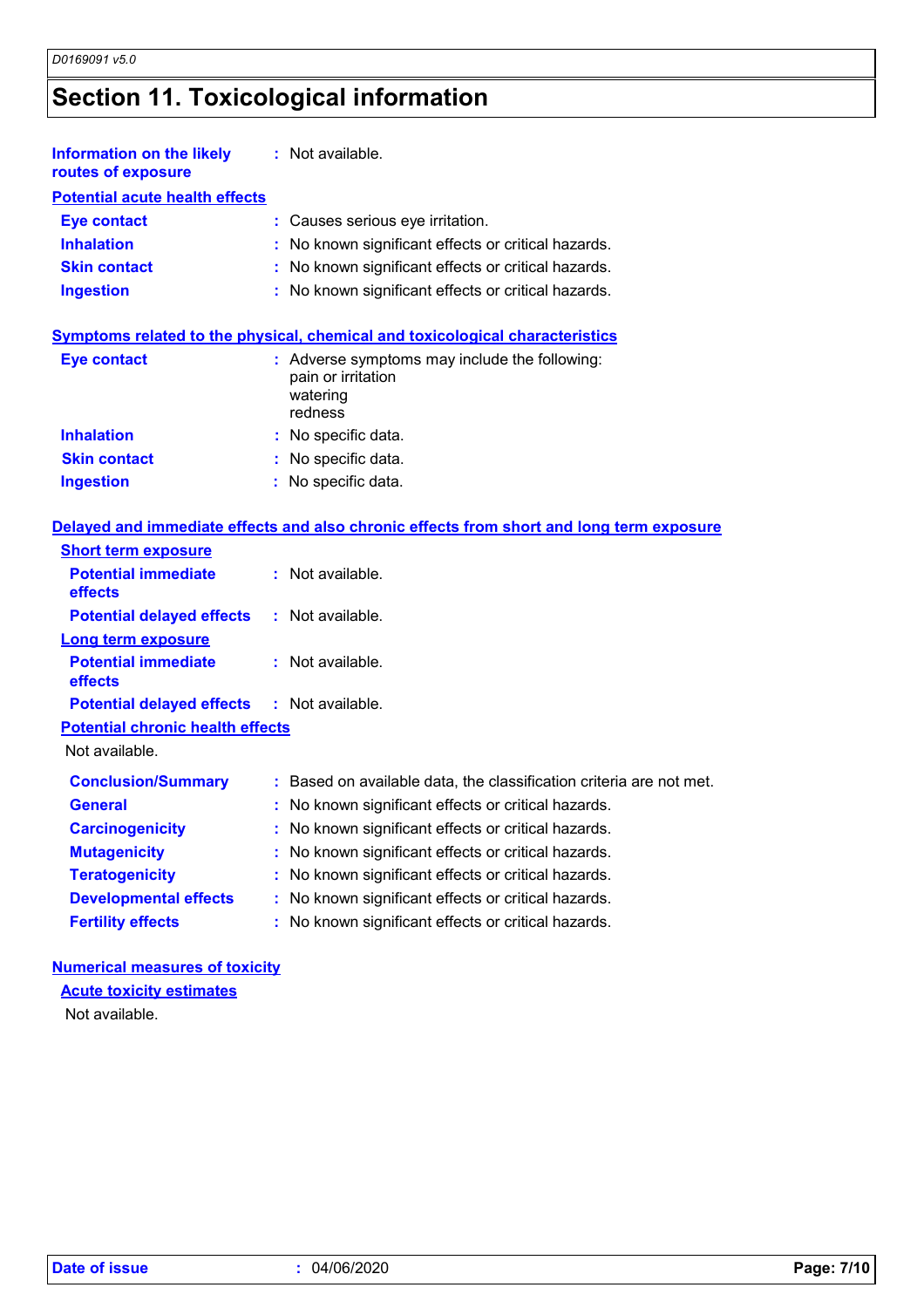# Section 11. Toxicological information

**Information on the likely routes of exposure** : Not available.

**Potential acute health effects**

| | |
|---|---|
| **Eye contact** | : Causes serious eye irritation. |
| **Inhalation** | : No known significant effects or critical hazards. |
| **Skin contact** | : No known significant effects or critical hazards. |
| **Ingestion** | : No known significant effects or critical hazards. |

**Symptoms related to the physical, chemical and toxicological characteristics**

| | |
|---|---|
| **Eye contact** | : Adverse symptoms may include the following:<br>pain or irritation<br>watering<br>redness |
| **Inhalation** | : No specific data. |
| **Skin contact** | : No specific data. |
| **Ingestion** | : No specific data. |

**Delayed and immediate effects and also chronic effects from short and long term exposure**

**Short term exposure**

| | |
|---|---|
| **Potential immediate effects** | : Not available. |
| **Potential delayed effects** | : Not available. |

**Long term exposure**

| | |
|---|---|
| **Potential immediate effects** | : Not available. |
| **Potential delayed effects** | : Not available. |

**Potential chronic health effects**

Not available.

| | |
|---|---|
| **Conclusion/Summary** | : Based on available data, the classification criteria are not met. |
| **General** | : No known significant effects or critical hazards. |
| **Carcinogenicity** | : No known significant effects or critical hazards. |
| **Mutagenicity** | : No known significant effects or critical hazards. |
| **Teratogenicity** | : No known significant effects or critical hazards. |
| **Developmental effects** | : No known significant effects or critical hazards. |
| **Fertility effects** | : No known significant effects or critical hazards. |

**Numerical measures of toxicity**

**Acute toxicity estimates**

Not available.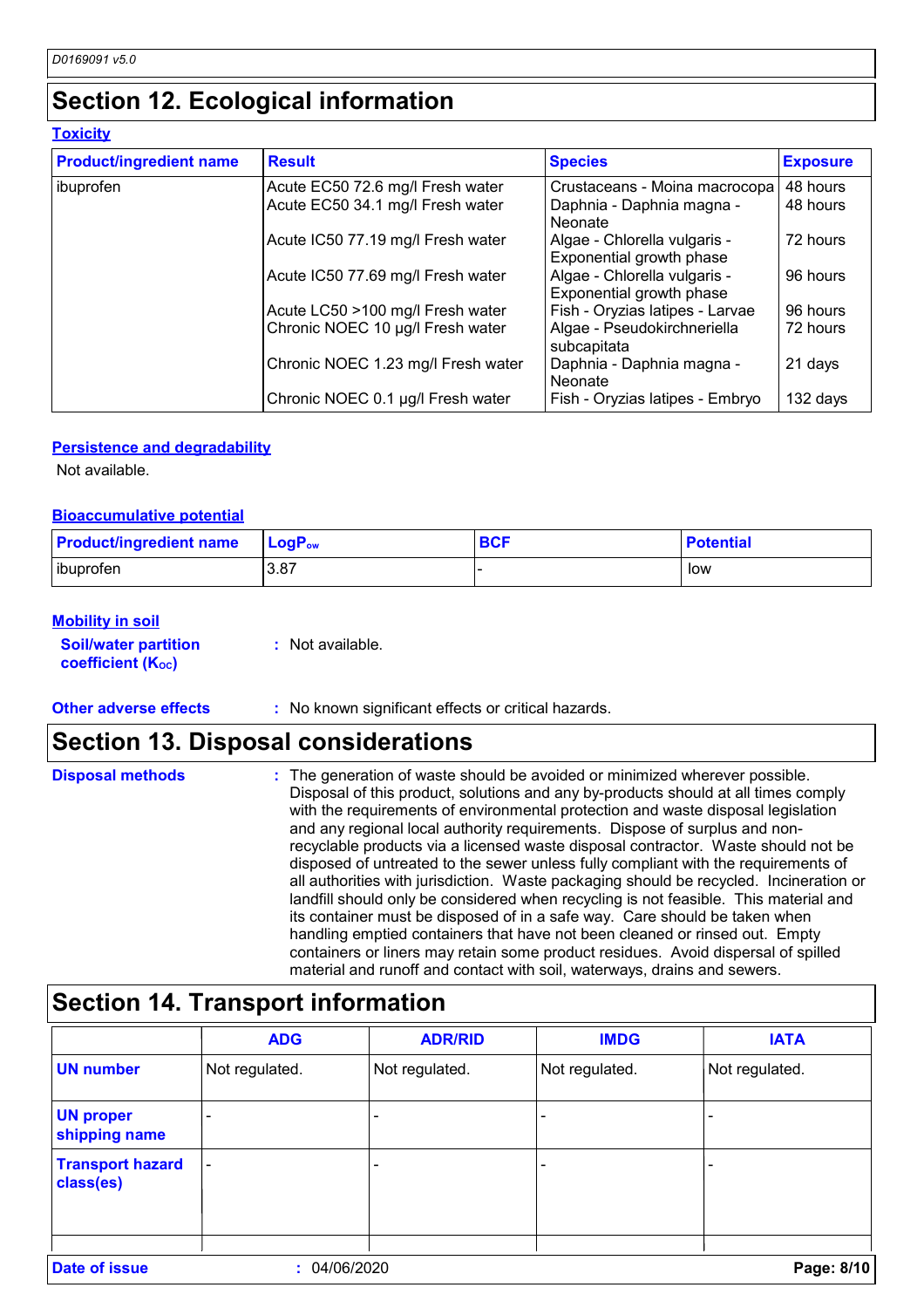## Section 12. Ecological information

### Toxicity

| Product/ingredient name | Result | Species | Exposure |
|---|---|---|---|
| ibuprofen | Acute EC50 72.6 mg/l Fresh water | Crustaceans - Moina macrocopa | 48 hours |
| | Acute EC50 34.1 mg/l Fresh water | Daphnia - Daphnia magna - Neonate | 48 hours |
| | Acute IC50 77.19 mg/l Fresh water | Algae - Chlorella vulgaris - Exponential growth phase | 72 hours |
| | Acute IC50 77.69 mg/l Fresh water | Algae - Chlorella vulgaris - Exponential growth phase | 96 hours |
| | Acute LC50 >100 mg/l Fresh water | Fish - Oryzias latipes - Larvae | 96 hours |
| | Chronic NOEC 10 µg/l Fresh water | Algae - Pseudokirchneriella subcapitata | 72 hours |
| | Chronic NOEC 1.23 mg/l Fresh water | Daphnia - Daphnia magna - Neonate | 21 days |
| | Chronic NOEC 0.1 µg/l Fresh water | Fish - Oryzias latipes - Embryo | 132 days |

### Persistence and degradability

Not available.

### Bioaccumulative potential

| Product/ingredient name | $LogP_{ow}$ | BCF | Potential |
|---|---|---|---|
| ibuprofen | 3.87 | - | low |

### Mobility in soil

**Soil/water partition coefficient ($K_{OC}$)** : Not available.

**Other adverse effects** : No known significant effects or critical hazards.

## Section 13. Disposal considerations

**Disposal methods** : The generation of waste should be avoided or minimized wherever possible. Disposal of this product, solutions and any by-products should at all times comply with the requirements of environmental protection and waste disposal legislation and any regional local authority requirements. Dispose of surplus and non-recyclable products via a licensed waste disposal contractor. Waste should not be disposed of untreated to the sewer unless fully compliant with the requirements of all authorities with jurisdiction. Waste packaging should be recycled. Incineration or landfill should only be considered when recycling is not feasible. This material and its container must be disposed of in a safe way. Care should be taken when handling emptied containers that have not been cleaned or rinsed out. Empty containers or liners may retain some product residues. Avoid dispersal of spilled material and runoff and contact with soil, waterways, drains and sewers.

## Section 14. Transport information

| | ADG | ADR/RID | IMDG | IATA |
|---|---|---|---|---|
| UN number | Not regulated. | Not regulated. | Not regulated. | Not regulated. |
| UN proper shipping name | - | - | - | - |
| Transport hazard class(es) | - | - | - | - |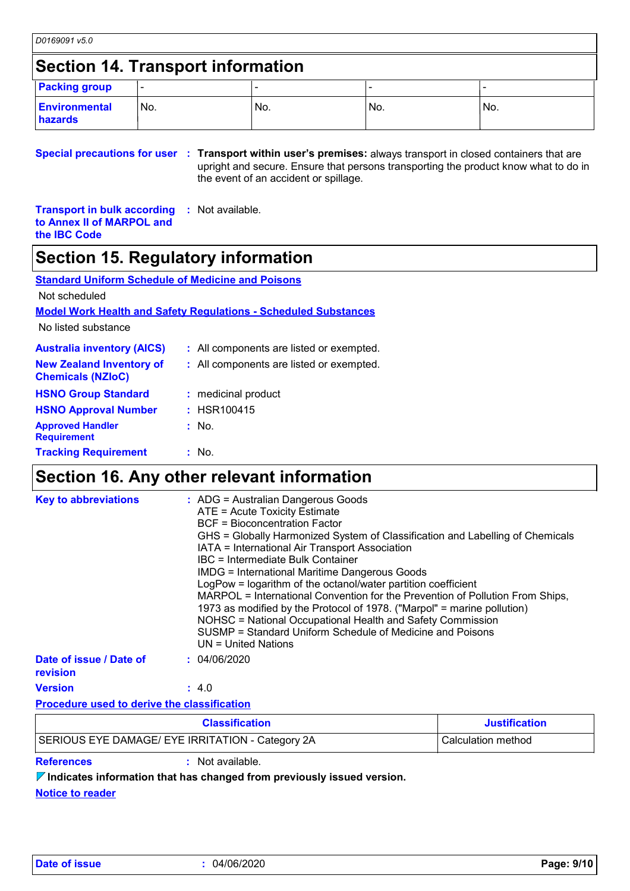## Section 14. Transport information

| Packing group | - | - | - | - |
|---|---|---|---|---|
| Environmental hazards | No. | No. | No. | No. |

**Special precautions for user** : **Transport within user's premises:** always transport in closed containers that are upright and secure. Ensure that persons transporting the product know what to do in the event of an accident or spillage.

**Transport in bulk according to Annex II of MARPOL and the IBC Code** : Not available.

## Section 15. Regulatory information

**Standard Uniform Schedule of Medicine and Poisons**

Not scheduled

**Model Work Health and Safety Regulations - Scheduled Substances**

No listed substance

**Australia inventory (AICS)** : All components are listed or exempted.

**New Zealand Inventory of Chemicals (NZIoC)** : All components are listed or exempted.

**HSNO Group Standard** : medicinal product

**HSNO Approval Number** : HSR100415

**Approved Handler Requirement** : No.

**Tracking Requirement** : No.

## Section 16. Any other relevant information

**Key to abbreviations** :
ADG = Australian Dangerous Goods
ATE = Acute Toxicity Estimate
BCF = Bioconcentration Factor
GHS = Globally Harmonized System of Classification and Labelling of Chemicals
IATA = International Air Transport Association
IBC = Intermediate Bulk Container
IMDG = International Maritime Dangerous Goods
LogPow = logarithm of the octanol/water partition coefficient
MARPOL = International Convention for the Prevention of Pollution From Ships, 1973 as modified by the Protocol of 1978. ("Marpol" = marine pollution)
NOHSC = National Occupational Health and Safety Commission
SUSMP = Standard Uniform Schedule of Medicine and Poisons
UN = United Nations

**Date of issue / Date of revision** : 04/06/2020

**Version** : 4.0

**Procedure used to derive the classification**

| Classification | Justification |
|---|---|
| SERIOUS EYE DAMAGE/ EYE IRRITATION - Category 2A | Calculation method |

**References** : Not available.

**Indicates information that has changed from previously issued version.**

**Notice to reader**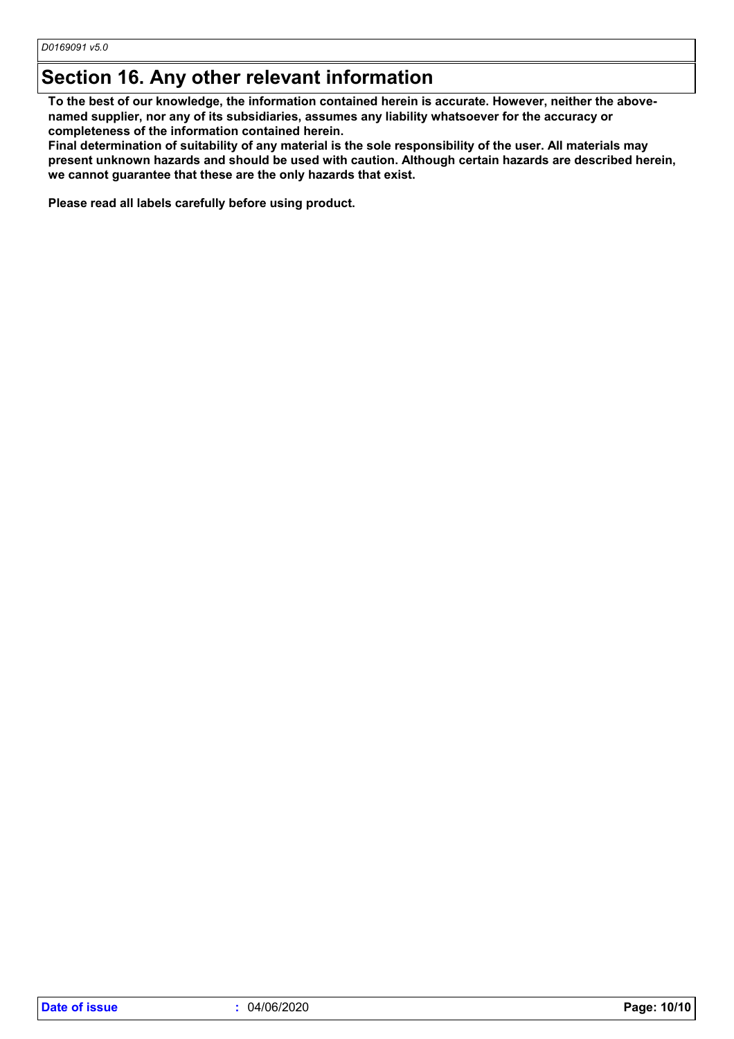## Section 16. Any other relevant information

**To the best of our knowledge, the information contained herein is accurate. However, neither the above-named supplier, nor any of its subsidiaries, assumes any liability whatsoever for the accuracy or completeness of the information contained herein.**
**Final determination of suitability of any material is the sole responsibility of the user. All materials may present unknown hazards and should be used with caution. Although certain hazards are described herein, we cannot guarantee that these are the only hazards that exist.**

**Please read all labels carefully before using product.**